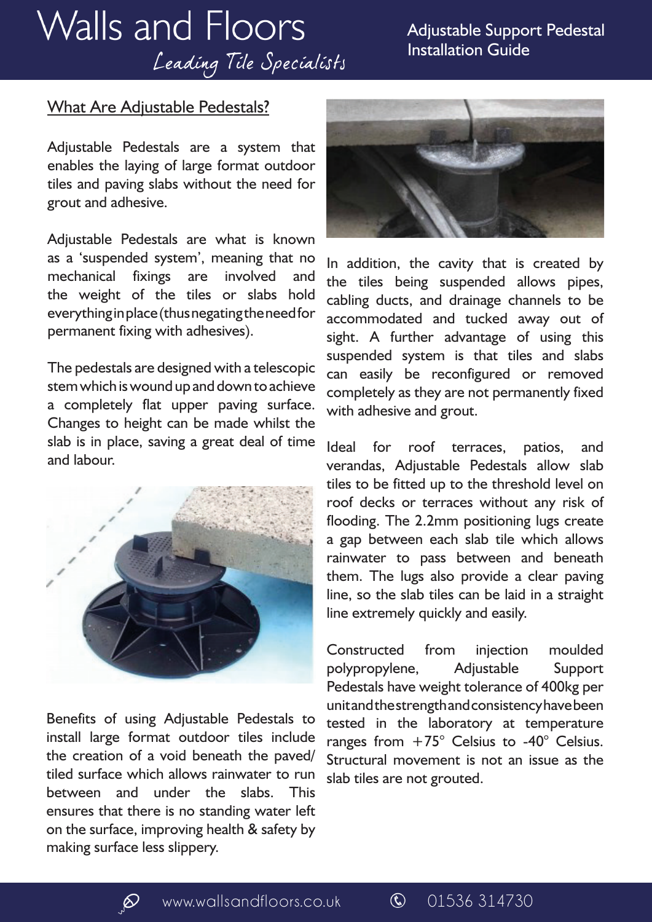# Walls and Floors

*Leading Tile Specialists*

Adjustable Support Pedestal Installation Guide

## What Are Adjustable Pedestals?

Adjustable Pedestals are a system that enables the laying of large format outdoor tiles and paving slabs without the need for grout and adhesive.

Adjustable Pedestals are what is known as a 'suspended system', meaning that no mechanical fixings are involved and the weight of the tiles or slabs hold everything in place (thus negating the need for permanent fixing with adhesives).

The pedestals are designed with a telescopic stem which is wound up and down to achieve a completely flat upper paving surface. Changes to height can be made whilst the slab is in place, saving a great deal of time and labour.

Benefits of using Adjustable Pedestals to install large format outdoor tiles include the creation of a void beneath the paved/tiled surface which allows rainwater to run between and under the slabs. This ensures that there is no standing water left on the surface, improving health & safety by making surface less slippery.

In addition, the cavity that is created by the tiles being suspended allows pipes, cabling ducts, and drainage channels to be accommodated and tucked away out of sight. A further advantage of using this suspended system is that tiles and slabs can easily be reconfigured or removed completely as they are not permanently fixed with adhesive and grout.

Ideal for roof terraces, patios, and verandas, Adjustable Pedestals allow slab tiles to be fitted up to the threshold level on roof decks or terraces without any risk of flooding. The 2.2mm positioning lugs create a gap between each slab tile which allows rainwater to pass between and beneath them. The lugs also provide a clear paving line, so the slab tiles can be laid in a straight line extremely quickly and easily.

Constructed from injection moulded polypropylene, Adjustable Support Pedestals have weight tolerance of 400kg per unit and the strength and consistency have been tested in the laboratory at temperature ranges from +75° Celsius to -40° Celsius. Structural movement is not an issue as the slab tiles are not grouted.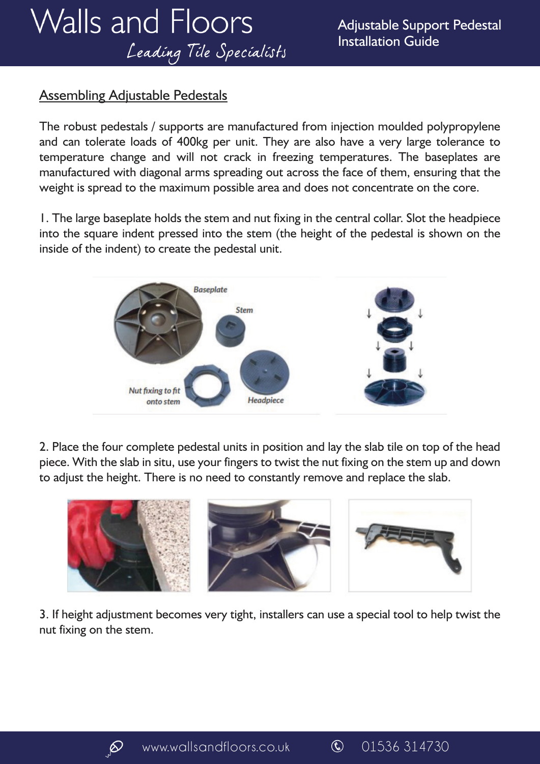## Assembling Adjustable Pedestals

The robust pedestals / supports are manufactured from injection moulded polypropylene and can tolerate loads of 400kg per unit. They are also have a very large tolerance to temperature change and will not crack in freezing temperatures. The baseplates are manufactured with diagonal arms spreading out across the face of them, ensuring that the weight is spread to the maximum possible area and does not concentrate on the core.

1. The large baseplate holds the stem and nut fixing in the central collar. Slot the headpiece into the square indent pressed into the stem (the height of the pedestal is shown on the inside of the indent) to create the pedestal unit.

2. Place the four complete pedestal units in position and lay the slab tile on top of the head piece. With the slab in situ, use your fingers to twist the nut fixing on the stem up and down to adjust the height. There is no need to constantly remove and replace the slab.

3. If height adjustment becomes very tight, installers can use a special tool to help twist the nut fixing on the stem.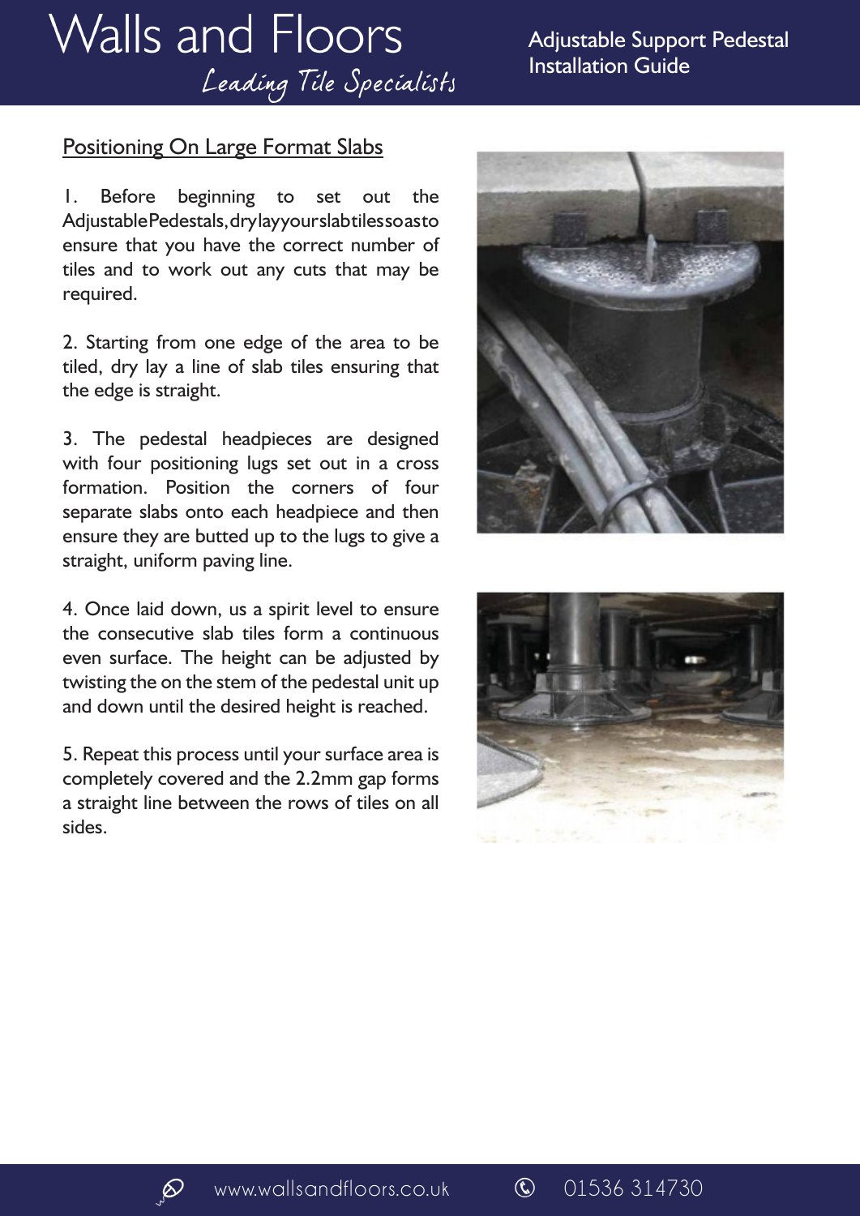## Positioning On Large Format Slabs

1. Before beginning to set out the AdjustablePedestals,drylayyourslabtilessoasto ensure that you have the correct number of tiles and to work out any cuts that may be required.

2. Starting from one edge of the area to be tiled, dry lay a line of slab tiles ensuring that the edge is straight.

3. The pedestal headpieces are designed with four positioning lugs set out in a cross formation. Position the corners of four separate slabs onto each headpiece and then ensure they are butted up to the lugs to give a straight, uniform paving line.

4. Once laid down, us a spirit level to ensure the consecutive slab tiles form a continuous even surface. The height can be adjusted by twisting the on the stem of the pedestal unit up and down until the desired height is reached.

5. Repeat this process until your surface area is completely covered and the 2.2mm gap forms a straight line between the rows of tiles on all sides.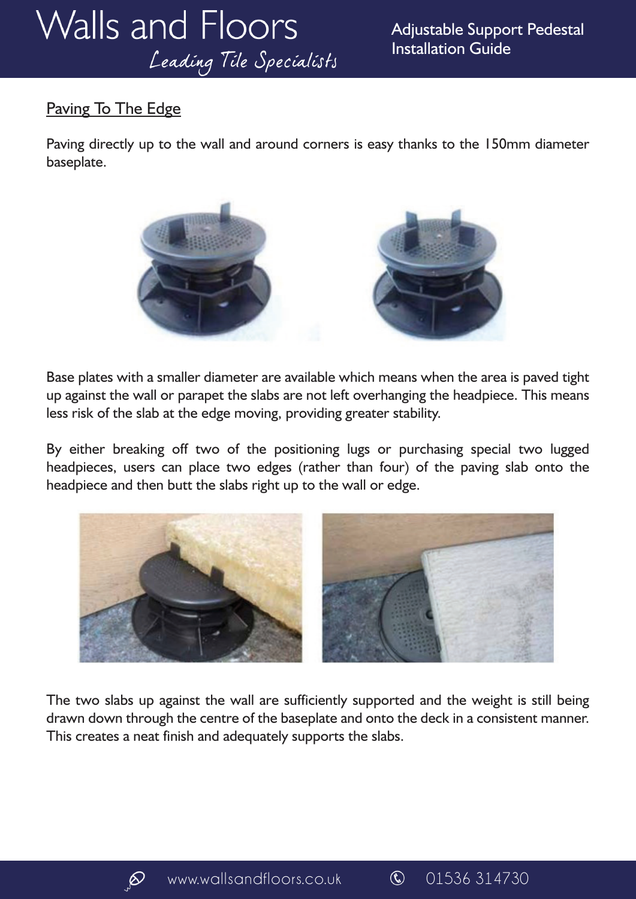## Paving To The Edge

Paving directly up to the wall and around corners is easy thanks to the 150mm diameter baseplate.

Base plates with a smaller diameter are available which means when the area is paved tight up against the wall or parapet the slabs are not left overhanging the headpiece. This means less risk of the slab at the edge moving, providing greater stability.

By either breaking off two of the positioning lugs or purchasing special two lugged headpieces, users can place two edges (rather than four) of the paving slab onto the headpiece and then butt the slabs right up to the wall or edge.

The two slabs up against the wall are sufficiently supported and the weight is still being drawn down through the centre of the baseplate and onto the deck in a consistent manner. This creates a neat finish and adequately supports the slabs.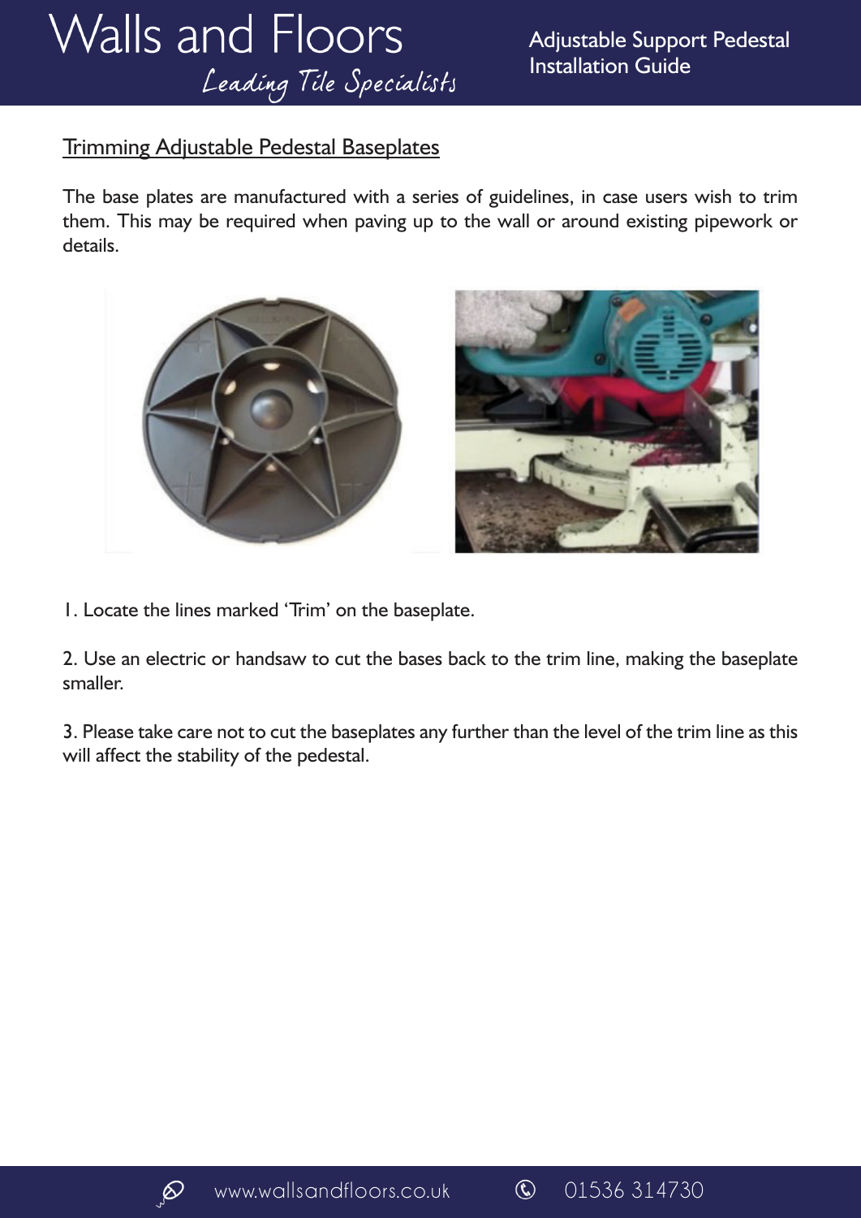## Trimming Adjustable Pedestal Baseplates

The base plates are manufactured with a series of guidelines, in case users wish to trim them. This may be required when paving up to the wall or around existing pipework or details.

1. Locate the lines marked 'Trim' on the baseplate.

2. Use an electric or handsaw to cut the bases back to the trim line, making the baseplate smaller.

3. Please take care not to cut the baseplates any further than the level of the trim line as this will affect the stability of the pedestal.